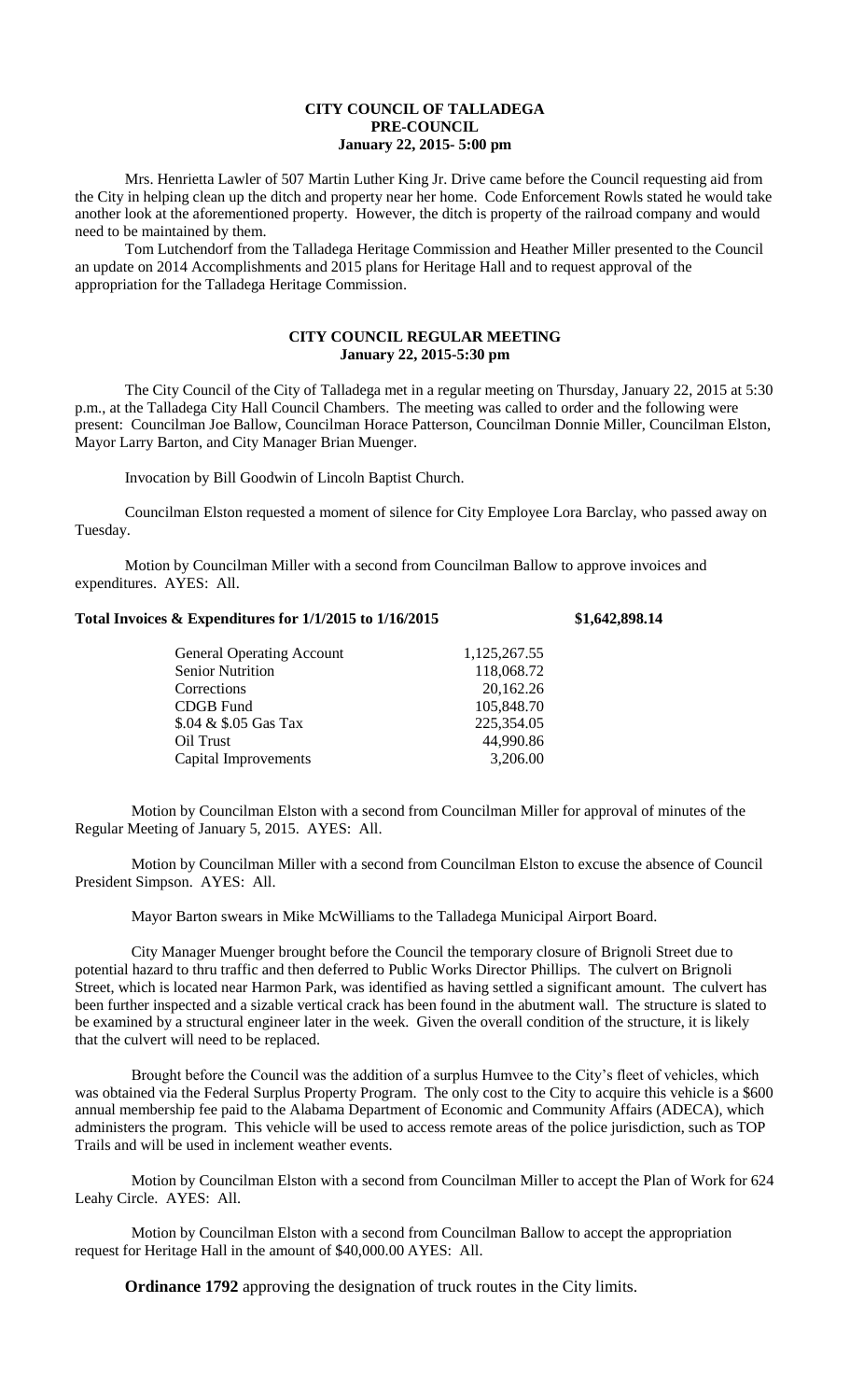# CITY COUNCIL OF TALLADEGA
## PRE-COUNCIL
### January 22, 2015- 5:00 pm

Mrs. Henrietta Lawler of 507 Martin Luther King Jr. Drive came before the Council requesting aid from the City in helping clean up the ditch and property near her home. Code Enforcement Rowls stated he would take another look at the aforementioned property. However, the ditch is property of the railroad company and would need to be maintained by them.

Tom Lutchendorf from the Talladega Heritage Commission and Heather Miller presented to the Council an update on 2014 Accomplishments and 2015 plans for Heritage Hall and to request approval of the appropriation for the Talladega Heritage Commission.

## CITY COUNCIL REGULAR MEETING
### January 22, 2015-5:30 pm

The City Council of the City of Talladega met in a regular meeting on Thursday, January 22, 2015 at 5:30 p.m., at the Talladega City Hall Council Chambers. The meeting was called to order and the following were present: Councilman Joe Ballow, Councilman Horace Patterson, Councilman Donnie Miller, Councilman Elston, Mayor Larry Barton, and City Manager Brian Muenger.

Invocation by Bill Goodwin of Lincoln Baptist Church.

Councilman Elston requested a moment of silence for City Employee Lora Barclay, who passed away on Tuesday.

Motion by Councilman Miller with a second from Councilman Ballow to approve invoices and expenditures. AYES: All.

**Total Invoices & Expenditures for 1/1/2015 to 1/16/2015 $1,642,898.14**

| | |
|---|---|
| General Operating Account | 1,125,267.55 |
| Senior Nutrition | 118,068.72 |
| Corrections | 20,162.26 |
| CDGB Fund | 105,848.70 |
| $.04 & $.05 Gas Tax | 225,354.05 |
| Oil Trust | 44,990.86 |
| Capital Improvements | 3,206.00 |

Motion by Councilman Elston with a second from Councilman Miller for approval of minutes of the Regular Meeting of January 5, 2015. AYES: All.

Motion by Councilman Miller with a second from Councilman Elston to excuse the absence of Council President Simpson. AYES: All.

Mayor Barton swears in Mike McWilliams to the Talladega Municipal Airport Board.

City Manager Muenger brought before the Council the temporary closure of Brignoli Street due to potential hazard to thru traffic and then deferred to Public Works Director Phillips. The culvert on Brignoli Street, which is located near Harmon Park, was identified as having settled a significant amount. The culvert has been further inspected and a sizable vertical crack has been found in the abutment wall. The structure is slated to be examined by a structural engineer later in the week. Given the overall condition of the structure, it is likely that the culvert will need to be replaced.

Brought before the Council was the addition of a surplus Humvee to the City's fleet of vehicles, which was obtained via the Federal Surplus Property Program. The only cost to the City to acquire this vehicle is a $600 annual membership fee paid to the Alabama Department of Economic and Community Affairs (ADECA), which administers the program. This vehicle will be used to access remote areas of the police jurisdiction, such as TOP Trails and will be used in inclement weather events.

Motion by Councilman Elston with a second from Councilman Miller to accept the Plan of Work for 624 Leahy Circle. AYES: All.

Motion by Councilman Elston with a second from Councilman Ballow to accept the appropriation request for Heritage Hall in the amount of $40,000.00 AYES: All.

**Ordinance 1792** approving the designation of truck routes in the City limits.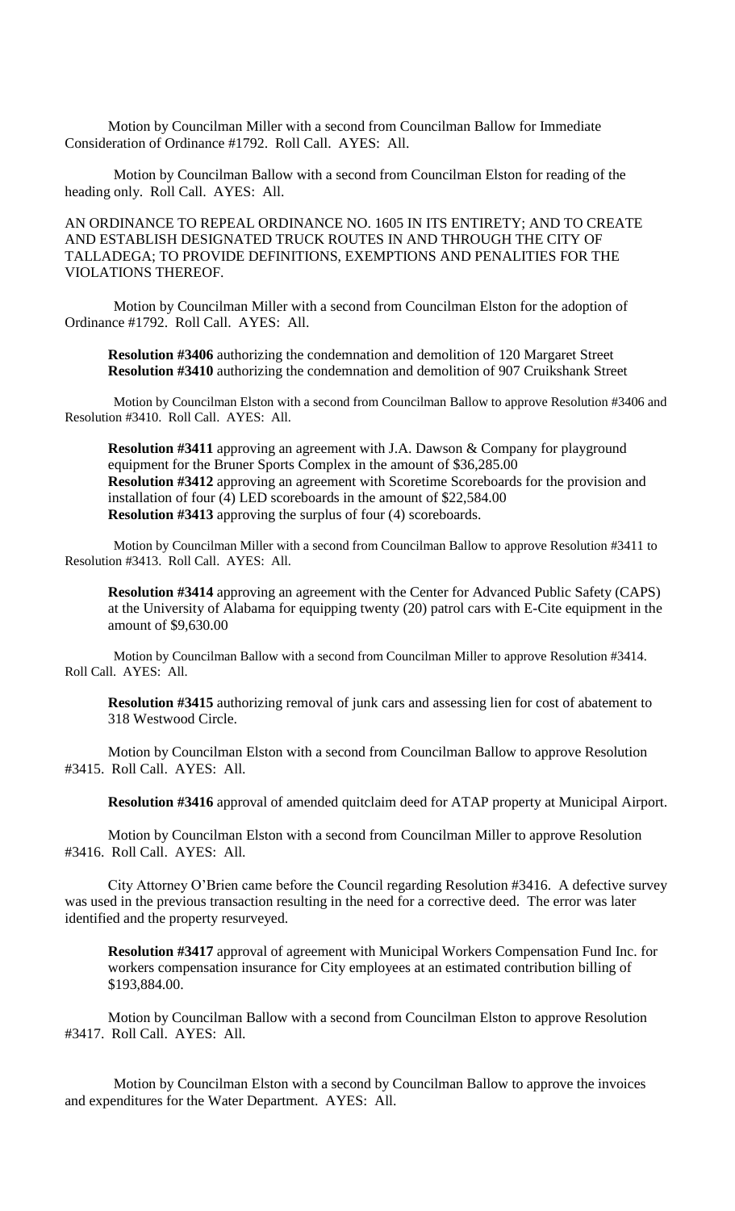Motion by Councilman Miller with a second from Councilman Ballow for Immediate Consideration of Ordinance #1792. Roll Call. AYES: All.

Motion by Councilman Ballow with a second from Councilman Elston for reading of the heading only. Roll Call. AYES: All.

AN ORDINANCE TO REPEAL ORDINANCE NO. 1605 IN ITS ENTIRETY; AND TO CREATE AND ESTABLISH DESIGNATED TRUCK ROUTES IN AND THROUGH THE CITY OF TALLADEGA; TO PROVIDE DEFINITIONS, EXEMPTIONS AND PENALITIES FOR THE VIOLATIONS THEREOF.

Motion by Councilman Miller with a second from Councilman Elston for the adoption of Ordinance #1792. Roll Call. AYES: All.

**Resolution #3406** authorizing the condemnation and demolition of 120 Margaret Street
**Resolution #3410** authorizing the condemnation and demolition of 907 Cruikshank Street

Motion by Councilman Elston with a second from Councilman Ballow to approve Resolution #3406 and Resolution #3410. Roll Call. AYES: All.

**Resolution #3411** approving an agreement with J.A. Dawson & Company for playground equipment for the Bruner Sports Complex in the amount of $36,285.00
**Resolution #3412** approving an agreement with Scoretime Scoreboards for the provision and installation of four (4) LED scoreboards in the amount of $22,584.00
**Resolution #3413** approving the surplus of four (4) scoreboards.

Motion by Councilman Miller with a second from Councilman Ballow to approve Resolution #3411 to Resolution #3413. Roll Call. AYES: All.

**Resolution #3414** approving an agreement with the Center for Advanced Public Safety (CAPS) at the University of Alabama for equipping twenty (20) patrol cars with E-Cite equipment in the amount of $9,630.00

Motion by Councilman Ballow with a second from Councilman Miller to approve Resolution #3414. Roll Call. AYES: All.

**Resolution #3415** authorizing removal of junk cars and assessing lien for cost of abatement to 318 Westwood Circle.

Motion by Councilman Elston with a second from Councilman Ballow to approve Resolution #3415. Roll Call. AYES: All.

**Resolution #3416** approval of amended quitclaim deed for ATAP property at Municipal Airport.

Motion by Councilman Elston with a second from Councilman Miller to approve Resolution #3416. Roll Call. AYES: All.

City Attorney O'Brien came before the Council regarding Resolution #3416. A defective survey was used in the previous transaction resulting in the need for a corrective deed. The error was later identified and the property resurveyed.

**Resolution #3417** approval of agreement with Municipal Workers Compensation Fund Inc. for workers compensation insurance for City employees at an estimated contribution billing of $193,884.00.

Motion by Councilman Ballow with a second from Councilman Elston to approve Resolution #3417. Roll Call. AYES: All.

Motion by Councilman Elston with a second by Councilman Ballow to approve the invoices and expenditures for the Water Department. AYES: All.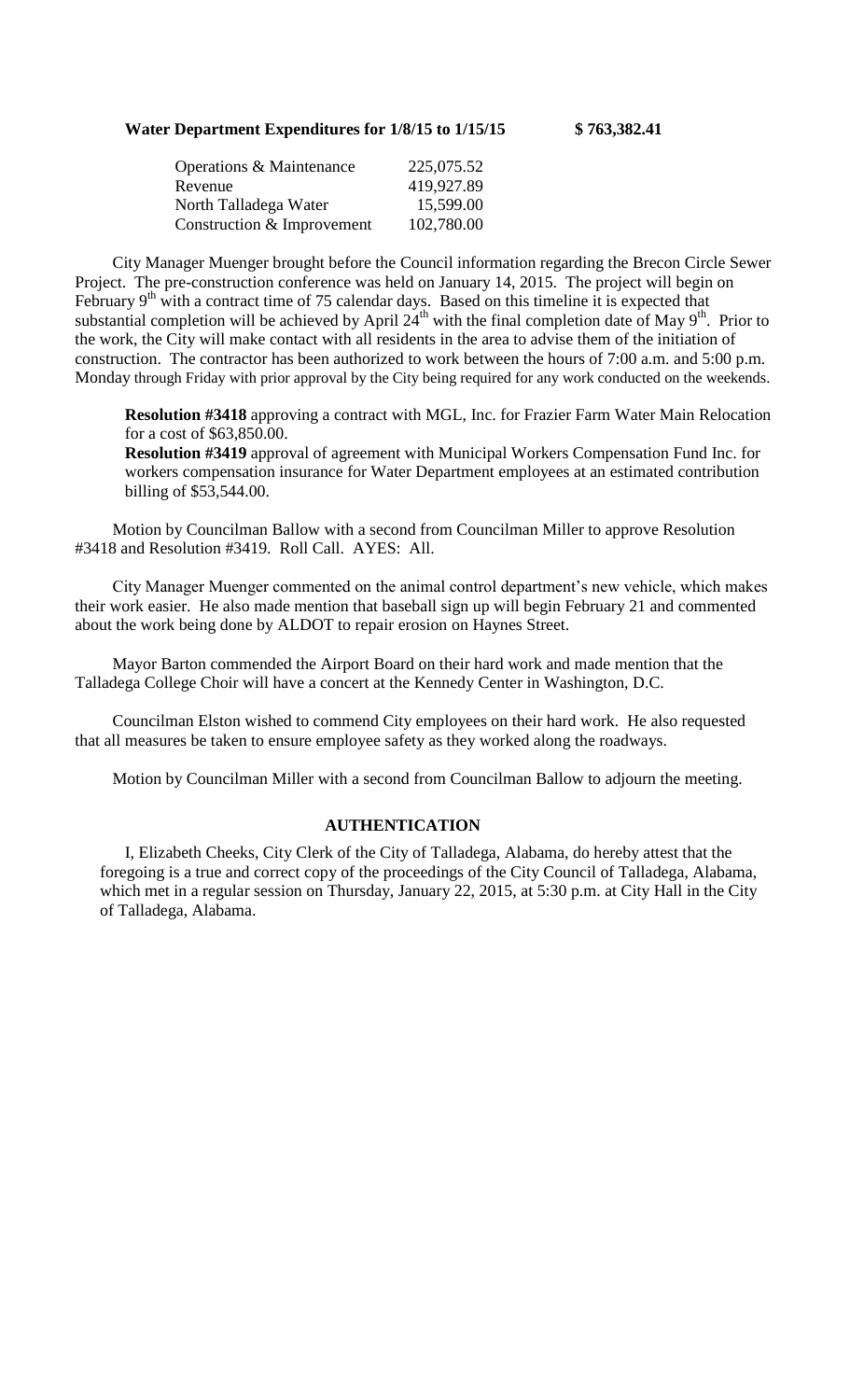**Water Department Expenditures for 1/8/15 to 1/15/15 $ 763,382.41**

| | |
|---|---|
| Operations & Maintenance | 225,075.52 |
| Revenue | 419,927.89 |
| North Talladega Water | 15,599.00 |
| Construction & Improvement | 102,780.00 |

City Manager Muenger brought before the Council information regarding the Brecon Circle Sewer Project. The pre-construction conference was held on January 14, 2015. The project will begin on February 9th with a contract time of 75 calendar days. Based on this timeline it is expected that substantial completion will be achieved by April 24th with the final completion date of May 9th. Prior to the work, the City will make contact with all residents in the area to advise them of the initiation of construction. The contractor has been authorized to work between the hours of 7:00 a.m. and 5:00 p.m. Monday through Friday with prior approval by the City being required for any work conducted on the weekends.

**Resolution #3418** approving a contract with MGL, Inc. for Frazier Farm Water Main Relocation for a cost of $63,850.00.

**Resolution #3419** approval of agreement with Municipal Workers Compensation Fund Inc. for workers compensation insurance for Water Department employees at an estimated contribution billing of $53,544.00.

Motion by Councilman Ballow with a second from Councilman Miller to approve Resolution #3418 and Resolution #3419. Roll Call. AYES: All.

City Manager Muenger commented on the animal control department's new vehicle, which makes their work easier. He also made mention that baseball sign up will begin February 21 and commented about the work being done by ALDOT to repair erosion on Haynes Street.

Mayor Barton commended the Airport Board on their hard work and made mention that the Talladega College Choir will have a concert at the Kennedy Center in Washington, D.C.

Councilman Elston wished to commend City employees on their hard work. He also requested that all measures be taken to ensure employee safety as they worked along the roadways.

Motion by Councilman Miller with a second from Councilman Ballow to adjourn the meeting.

## AUTHENTICATION

I, Elizabeth Cheeks, City Clerk of the City of Talladega, Alabama, do hereby attest that the foregoing is a true and correct copy of the proceedings of the City Council of Talladega, Alabama, which met in a regular session on Thursday, January 22, 2015, at 5:30 p.m. at City Hall in the City of Talladega, Alabama.